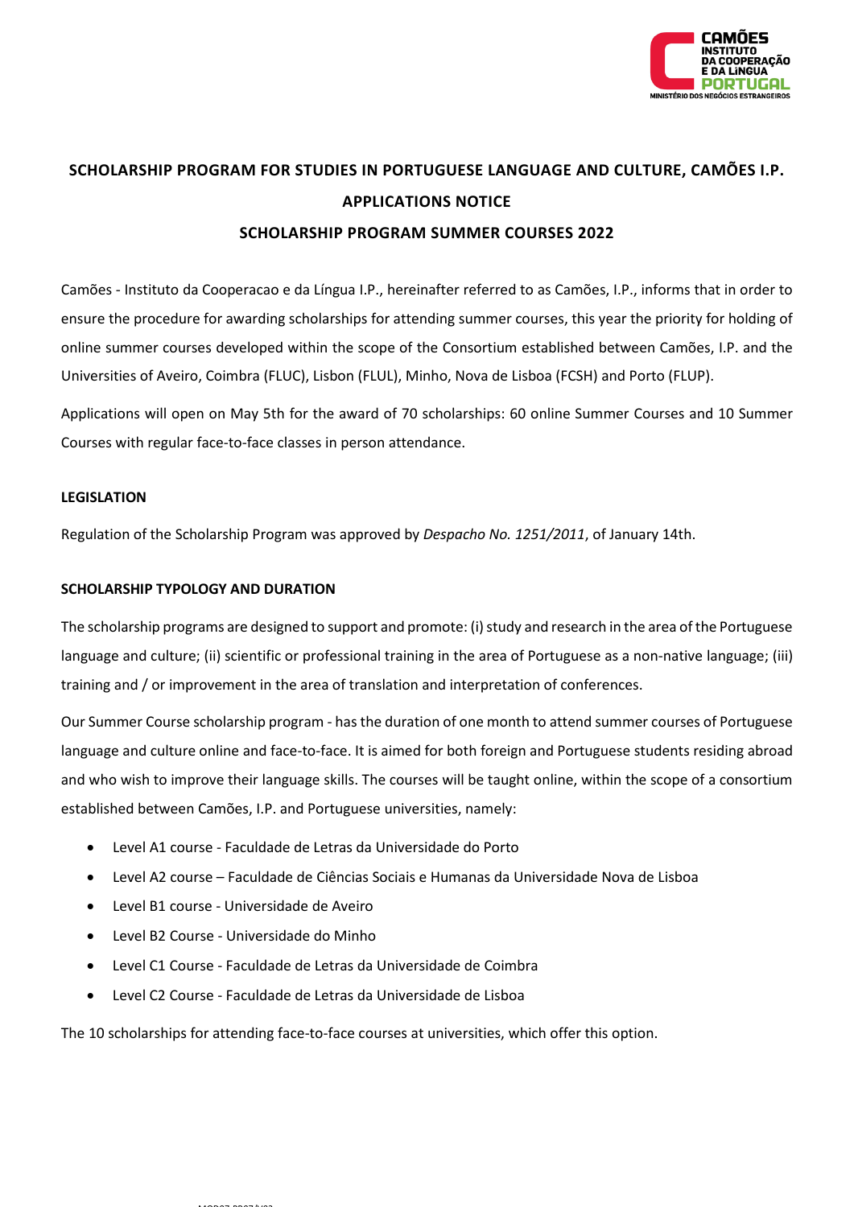# SCHOLARSHIP PROGRAM FOR STUDIES IN PORTUGUESE LANGUAGE AND CULTURE, CAMÕES I.P.

## APPLICATIONS NOTICE

## SCHOLARSHIP PROGRAM SUMMER COURSES 2022

Camões - Instituto da Cooperacao e da Língua I.P., hereinafter referred to as Camões, I.P., informs that in order to ensure the procedure for awarding scholarships for attending summer courses, this year the priority for holding of online summer courses developed within the scope of the Consortium established between Camões, I.P. and the Universities of Aveiro, Coimbra (FLUC), Lisbon (FLUL), Minho, Nova de Lisboa (FCSH) and Porto (FLUP).

Applications will open on May 5th for the award of 70 scholarships: 60 online Summer Courses and 10 Summer Courses with regular face-to-face classes in person attendance.

### LEGISLATION

Regulation of the Scholarship Program was approved by *Despacho No. 1251/2011*, of January 14th.

### SCHOLARSHIP TYPOLOGY AND DURATION

The scholarship programs are designed to support and promote: (i) study and research in the area of the Portuguese language and culture; (ii) scientific or professional training in the area of Portuguese as a non-native language; (iii) training and / or improvement in the area of translation and interpretation of conferences.

Our Summer Course scholarship program - has the duration of one month to attend summer courses of Portuguese language and culture online and face-to-face. It is aimed for both foreign and Portuguese students residing abroad and who wish to improve their language skills. The courses will be taught online, within the scope of a consortium established between Camões, I.P. and Portuguese universities, namely:

- Level A1 course - Faculdade de Letras da Universidade do Porto
- Level A2 course – Faculdade de Ciências Sociais e Humanas da Universidade Nova de Lisboa
- Level B1 course - Universidade de Aveiro
- Level B2 Course - Universidade do Minho
- Level C1 Course - Faculdade de Letras da Universidade de Coimbra
- Level C2 Course - Faculdade de Letras da Universidade de Lisboa

The 10 scholarships for attending face-to-face courses at universities, which offer this option.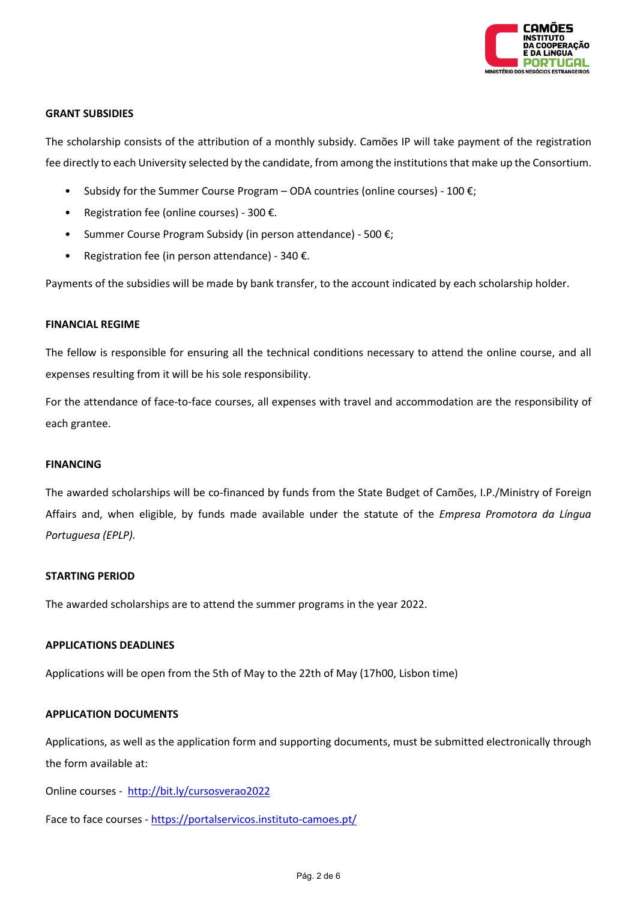## GRANT SUBSIDIES

The scholarship consists of the attribution of a monthly subsidy. Camões IP will take payment of the registration fee directly to each University selected by the candidate, from among the institutions that make up the Consortium.

- Subsidy for the Summer Course Program – ODA countries (online courses) - 100 €;
- Registration fee (online courses) - 300 €.
- Summer Course Program Subsidy (in person attendance) - 500 €;
- Registration fee (in person attendance) - 340 €.

Payments of the subsidies will be made by bank transfer, to the account indicated by each scholarship holder.

## FINANCIAL REGIME

The fellow is responsible for ensuring all the technical conditions necessary to attend the online course, and all expenses resulting from it will be his sole responsibility.

For the attendance of face-to-face courses, all expenses with travel and accommodation are the responsibility of each grantee.

## FINANCING

The awarded scholarships will be co-financed by funds from the State Budget of Camões, I.P./Ministry of Foreign Affairs and, when eligible, by funds made available under the statute of the *Empresa Promotora da Língua Portuguesa (EPLP).*

## STARTING PERIOD

The awarded scholarships are to attend the summer programs in the year 2022.

## APPLICATIONS DEADLINES

Applications will be open from the 5th of May to the 22th of May (17h00, Lisbon time)

## APPLICATION DOCUMENTS

Applications, as well as the application form and supporting documents, must be submitted electronically through the form available at:

Online courses - http://bit.ly/cursosverao2022

Face to face courses - https://portalservicos.instituto-camoes.pt/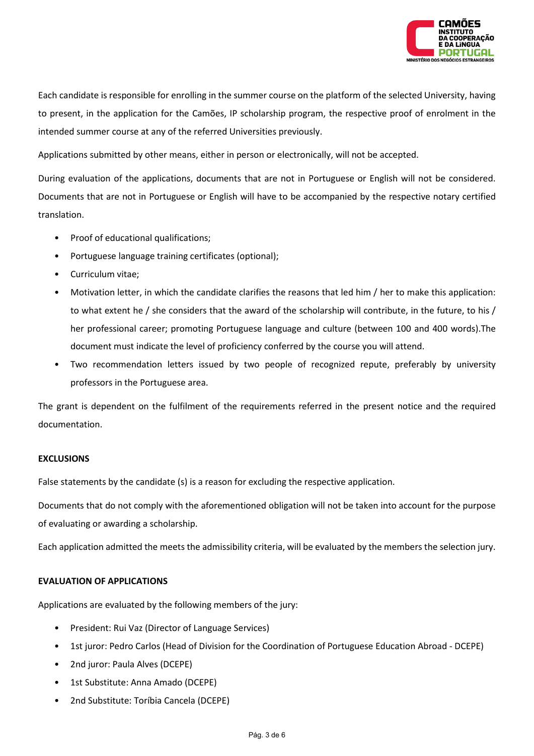Each candidate is responsible for enrolling in the summer course on the platform of the selected University, having to present, in the application for the Camões, IP scholarship program, the respective proof of enrolment in the intended summer course at any of the referred Universities previously.

Applications submitted by other means, either in person or electronically, will not be accepted.

During evaluation of the applications, documents that are not in Portuguese or English will not be considered. Documents that are not in Portuguese or English will have to be accompanied by the respective notary certified translation.

- Proof of educational qualifications;
- Portuguese language training certificates (optional);
- Curriculum vitae;
- Motivation letter, in which the candidate clarifies the reasons that led him / her to make this application: to what extent he / she considers that the award of the scholarship will contribute, in the future, to his / her professional career; promoting Portuguese language and culture (between 100 and 400 words).The document must indicate the level of proficiency conferred by the course you will attend.
- Two recommendation letters issued by two people of recognized repute, preferably by university professors in the Portuguese area.

The grant is dependent on the fulfilment of the requirements referred in the present notice and the required documentation.

**EXCLUSIONS**

False statements by the candidate (s) is a reason for excluding the respective application.

Documents that do not comply with the aforementioned obligation will not be taken into account for the purpose of evaluating or awarding a scholarship.

Each application admitted the meets the admissibility criteria, will be evaluated by the members the selection jury.

**EVALUATION OF APPLICATIONS**

Applications are evaluated by the following members of the jury:

- President: Rui Vaz (Director of Language Services)
- 1st juror: Pedro Carlos (Head of Division for the Coordination of Portuguese Education Abroad - DCEPE)
- 2nd juror: Paula Alves (DCEPE)
- 1st Substitute: Anna Amado (DCEPE)
- 2nd Substitute: Toríbia Cancela (DCEPE)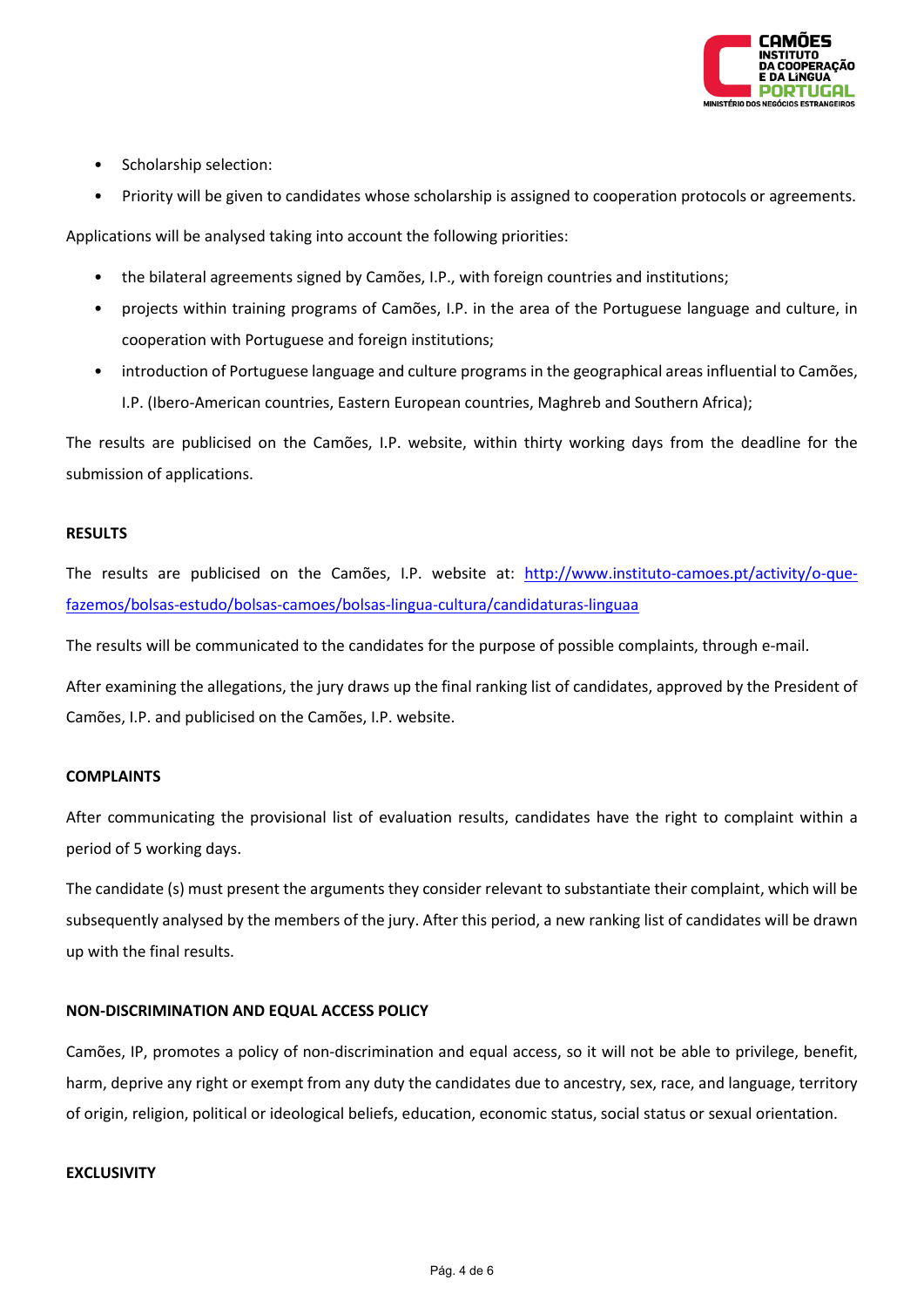- Scholarship selection:
- Priority will be given to candidates whose scholarship is assigned to cooperation protocols or agreements.

Applications will be analysed taking into account the following priorities:

- the bilateral agreements signed by Camões, I.P., with foreign countries and institutions;
- projects within training programs of Camões, I.P. in the area of the Portuguese language and culture, in cooperation with Portuguese and foreign institutions;
- introduction of Portuguese language and culture programs in the geographical areas influential to Camões, I.P. (Ibero-American countries, Eastern European countries, Maghreb and Southern Africa);

The results are publicised on the Camões, I.P. website, within thirty working days from the deadline for the submission of applications.

**RESULTS**

The results are publicised on the Camões, I.P. website at: [http://www.instituto-camoes.pt/activity/o-que-fazemos/bolsas-estudo/bolsas-camoes/bolsas-lingua-cultura/candidaturas-linguaa](http://www.instituto-camoes.pt/activity/o-que-fazemos/bolsas-estudo/bolsas-camoes/bolsas-lingua-cultura/candidaturas-linguaa)

The results will be communicated to the candidates for the purpose of possible complaints, through e-mail.

After examining the allegations, the jury draws up the final ranking list of candidates, approved by the President of Camões, I.P. and publicised on the Camões, I.P. website.

**COMPLAINTS**

After communicating the provisional list of evaluation results, candidates have the right to complaint within a period of 5 working days.

The candidate (s) must present the arguments they consider relevant to substantiate their complaint, which will be subsequently analysed by the members of the jury. After this period, a new ranking list of candidates will be drawn up with the final results.

**NON-DISCRIMINATION AND EQUAL ACCESS POLICY**

Camões, IP, promotes a policy of non-discrimination and equal access, so it will not be able to privilege, benefit, harm, deprive any right or exempt from any duty the candidates due to ancestry, sex, race, and language, territory of origin, religion, political or ideological beliefs, education, economic status, social status or sexual orientation.

**EXCLUSIVITY**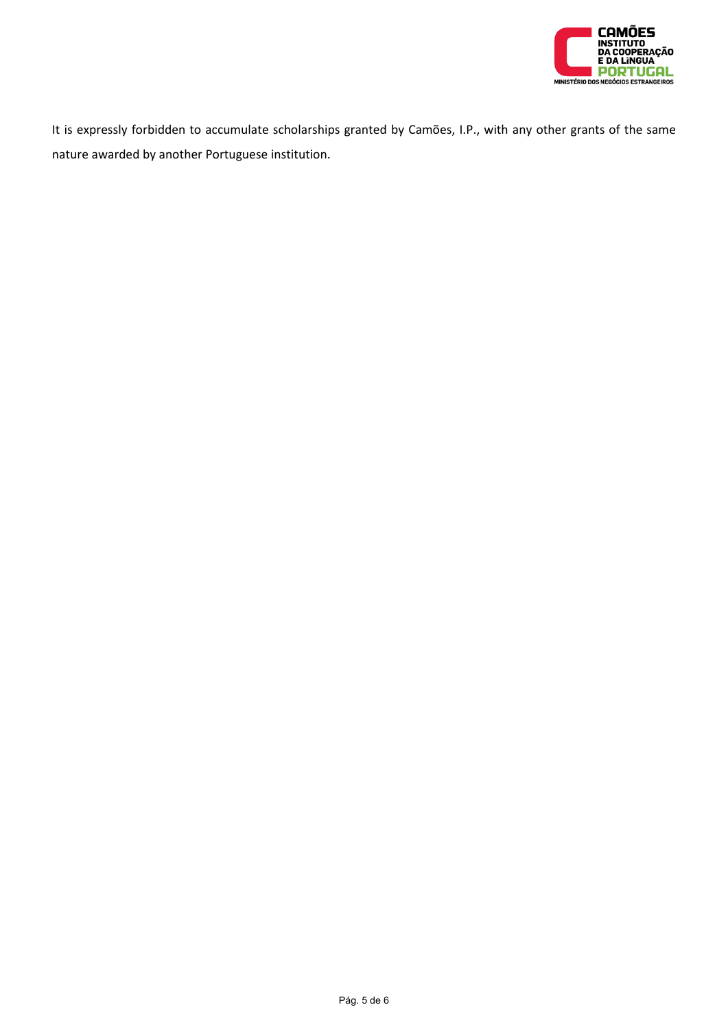It is expressly forbidden to accumulate scholarships granted by Camões, I.P., with any other grants of the same nature awarded by another Portuguese institution.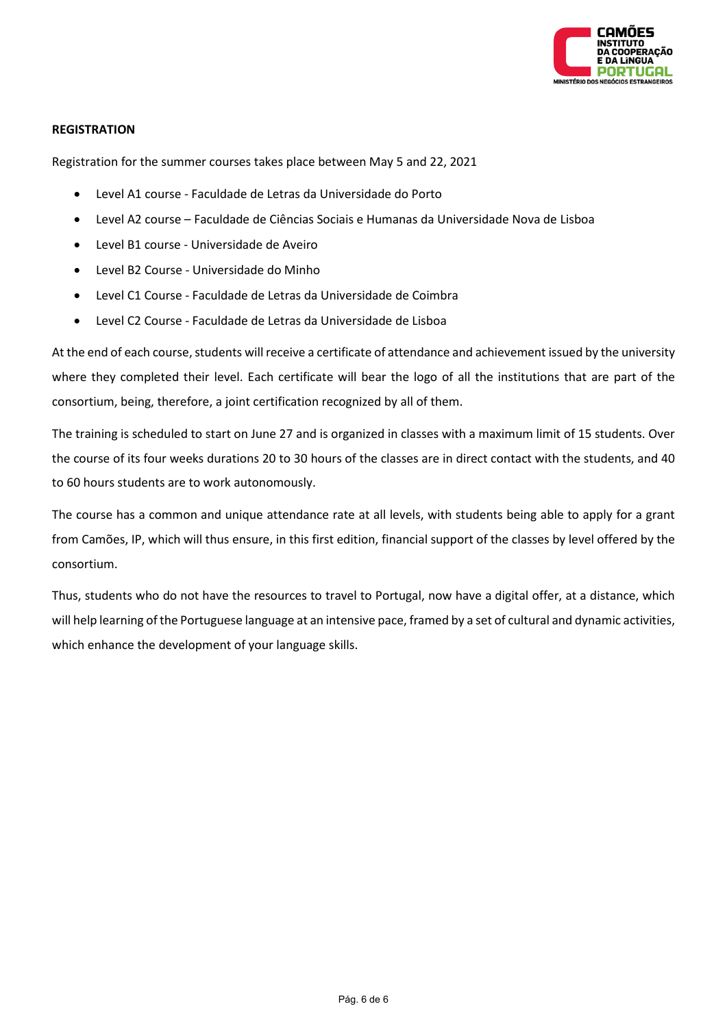**REGISTRATION**

Registration for the summer courses takes place between May 5 and 22, 2021

- Level A1 course - Faculdade de Letras da Universidade do Porto
- Level A2 course – Faculdade de Ciências Sociais e Humanas da Universidade Nova de Lisboa
- Level B1 course - Universidade de Aveiro
- Level B2 Course - Universidade do Minho
- Level C1 Course - Faculdade de Letras da Universidade de Coimbra
- Level C2 Course - Faculdade de Letras da Universidade de Lisboa

At the end of each course, students will receive a certificate of attendance and achievement issued by the university where they completed their level. Each certificate will bear the logo of all the institutions that are part of the consortium, being, therefore, a joint certification recognized by all of them.

The training is scheduled to start on June 27 and is organized in classes with a maximum limit of 15 students. Over the course of its four weeks durations 20 to 30 hours of the classes are in direct contact with the students, and 40 to 60 hours students are to work autonomously.

The course has a common and unique attendance rate at all levels, with students being able to apply for a grant from Camões, IP, which will thus ensure, in this first edition, financial support of the classes by level offered by the consortium.

Thus, students who do not have the resources to travel to Portugal, now have a digital offer, at a distance, which will help learning of the Portuguese language at an intensive pace, framed by a set of cultural and dynamic activities, which enhance the development of your language skills.